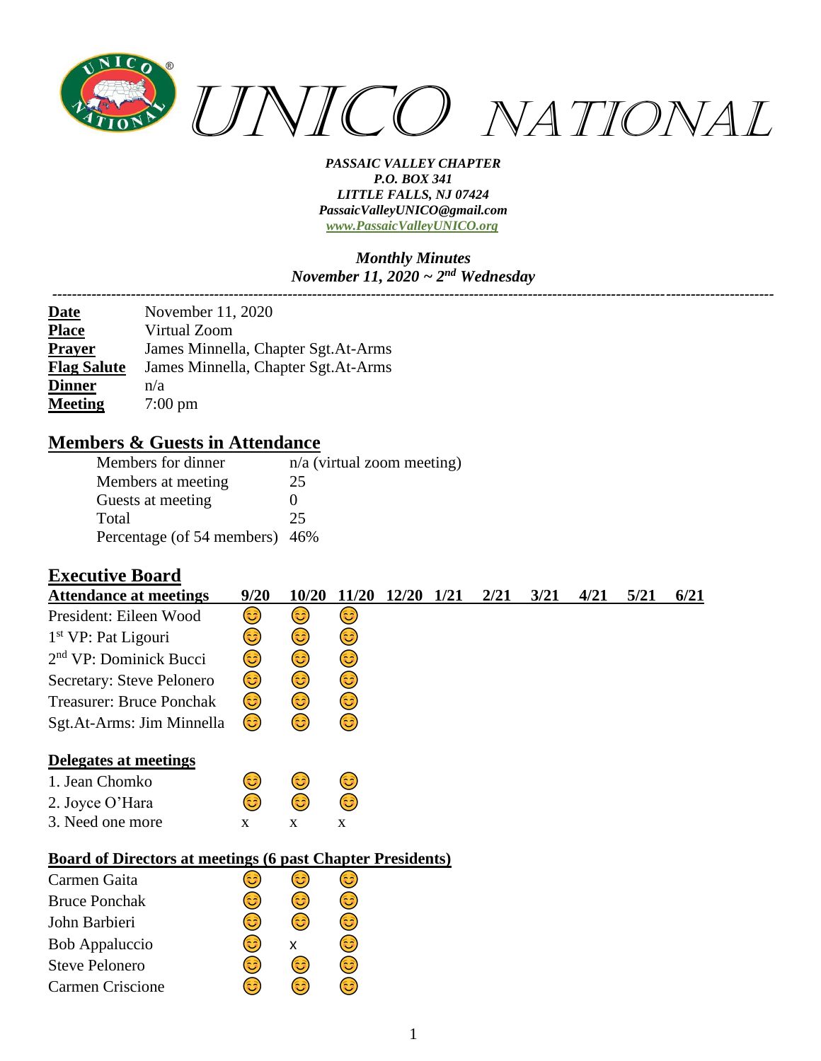# UNICO NATIONAL

***PASSAIC VALLEY CHAPTER***
***P.O. BOX 341***
***LITTLE FALLS, NJ 07424***
***PassaicValleyUNICO@gmail.com***
***www.PassaicValleyUNICO.org***

***Monthly Minutes***
***November 11, 2020 ~ 2nd Wednesday***

---

| | |
|---|---|
| **Date** | November 11, 2020 |
| **Place** | Virtual Zoom |
| **Prayer** | James Minnella, Chapter Sgt.At-Arms |
| **Flag Salute** | James Minnella, Chapter Sgt.At-Arms |
| **Dinner** | n/a |
| **Meeting** | 7:00 pm |

## Members & Guests in Attendance

| | |
|---|---|
| Members for dinner | n/a (virtual zoom meeting) |
| Members at meeting | 25 |
| Guests at meeting | 0 |
| Total | 25 |
| Percentage (of 54 members) | 46% |

## Executive Board

| Attendance at meetings | 9/20 | 10/20 | 11/20 | 12/20 | 1/21 | 2/21 | 3/21 | 4/21 | 5/21 | 6/21 |
|---|---|---|---|---|---|---|---|---|---|---|
| President: Eileen Wood | 😊 | 😊 | 😊 | | | | | | | |
| 1st VP: Pat Ligouri | 😊 | 😊 | 😊 | | | | | | | |
| 2nd VP: Dominick Bucci | 😊 | 😊 | 😊 | | | | | | | |
| Secretary: Steve Pelonero | 😊 | 😊 | 😊 | | | | | | | |
| Treasurer: Bruce Ponchak | 😊 | 😊 | 😊 | | | | | | | |
| Sgt.At-Arms: Jim Minnella | 😊 | 😊 | 😊 | | | | | | | |
| **Delegates at meetings** | | | | | | | | | | |
| 1. Jean Chomko | 😊 | 😊 | 😊 | | | | | | | |
| 2. Joyce O'Hara | 😊 | 😊 | 😊 | | | | | | | |
| 3. Need one more | x | x | x | | | | | | | |
| **Board of Directors at meetings (6 past Chapter Presidents)** | | | | | | | | | | |
| Carmen Gaita | 😊 | 😊 | 😊 | | | | | | | |
| Bruce Ponchak | 😊 | 😊 | 😊 | | | | | | | |
| John Barbieri | 😊 | 😊 | 😊 | | | | | | | |
| Bob Appaluccio | 😊 | x | 😊 | | | | | | | |
| Steve Pelonero | 😊 | 😊 | 😊 | | | | | | | |
| Carmen Criscione | 😊 | 😊 | 😊 | | | | | | | |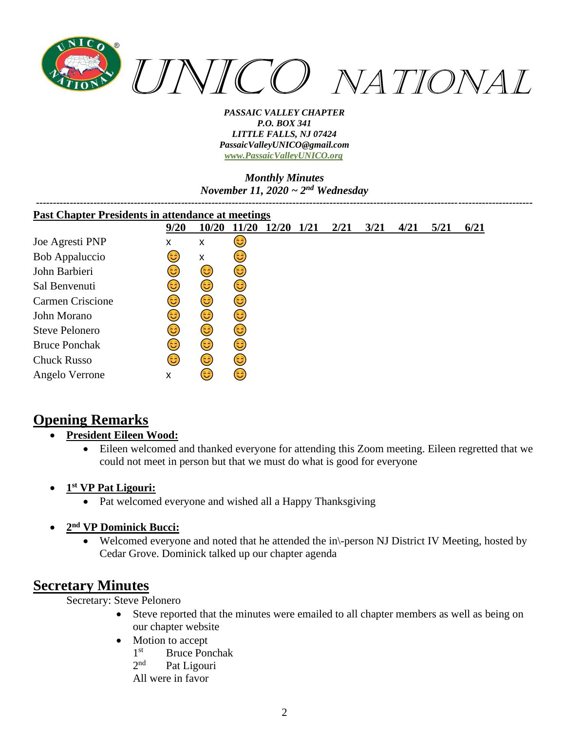# UNICO NATIONAL

***PASSAIC VALLEY CHAPTER***
***P.O. BOX 341***
***LITTLE FALLS, NJ 07424***
***PassaicValleyUNICO@gmail.com***
***www.PassaicValleyUNICO.org***

***Monthly Minutes***
***November 11, 2020 ~ 2nd Wednesday***

---

**Past Chapter Presidents in attendance at meetings**

| | 9/20 | 10/20 | 11/20 | 12/20 | 1/21 | 2/21 | 3/21 | 4/21 | 5/21 | 6/21 |
|---|---|---|---|---|---|---|---|---|---|---|
| Joe Agresti PNP | x | x | 😊 | | | | | | | |
| Bob Appaluccio | 😊 | x | 😊 | | | | | | | |
| John Barbieri | 😊 | 😊 | 😊 | | | | | | | |
| Sal Benvenuti | 😊 | 😊 | 😊 | | | | | | | |
| Carmen Criscione | 😊 | 😊 | 😊 | | | | | | | |
| John Morano | 😊 | 😊 | 😊 | | | | | | | |
| Steve Pelonero | 😊 | 😊 | 😊 | | | | | | | |
| Bruce Ponchak | 😊 | 😊 | 😊 | | | | | | | |
| Chuck Russo | 😊 | 😊 | 😊 | | | | | | | |
| Angelo Verrone | x | 😊 | 😊 | | | | | | | |

## Opening Remarks

- **President Eileen Wood:**
  - Eileen welcomed and thanked everyone for attending this Zoom meeting. Eileen regretted that we could not meet in person but that we must do what is good for everyone
- **1st VP Pat Ligouri:**
  - Pat welcomed everyone and wished all a Happy Thanksgiving
- **2nd VP Dominick Bucci:**
  - Welcomed everyone and noted that he attended the in\-person NJ District IV Meeting, hosted by Cedar Grove. Dominick talked up our chapter agenda

## Secretary Minutes

Secretary: Steve Pelonero

- Steve reported that the minutes were emailed to all chapter members as well as being on our chapter website
- Motion to accept
  1st Bruce Ponchak
  2nd Pat Ligouri
  All were in favor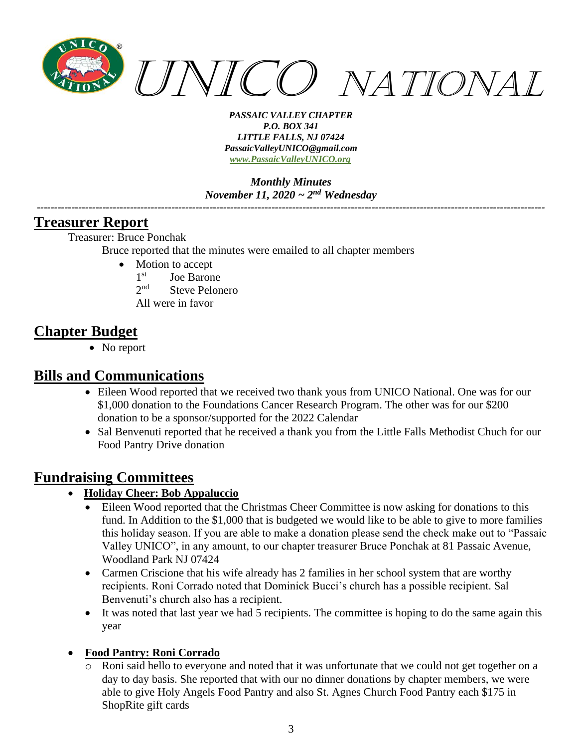*PASSAIC VALLEY CHAPTER*
*P.O. BOX 341*
*LITTLE FALLS, NJ 07424*
*PassaicValleyUNICO@gmail.com*
*www.PassaicValleyUNICO.org*

*Monthly Minutes*
*November 11, 2020 ~ 2nd Wednesday*

---

## Treasurer Report

Treasurer: Bruce Ponchak

Bruce reported that the minutes were emailed to all chapter members

- Motion to accept
  1st Joe Barone
  2nd Steve Pelonero
  All were in favor

## Chapter Budget

- No report

## Bills and Communications

- Eileen Wood reported that we received two thank yous from UNICO National. One was for our $1,000 donation to the Foundations Cancer Research Program. The other was for our $200 donation to be a sponsor/supported for the 2022 Calendar
- Sal Benvenuti reported that he received a thank you from the Little Falls Methodist Chuch for our Food Pantry Drive donation

## Fundraising Committees

- **Holiday Cheer: Bob Appaluccio**
  - Eileen Wood reported that the Christmas Cheer Committee is now asking for donations to this fund. In Addition to the $1,000 that is budgeted we would like to be able to give to more families this holiday season. If you are able to make a donation please send the check make out to "Passaic Valley UNICO", in any amount, to our chapter treasurer Bruce Ponchak at 81 Passaic Avenue, Woodland Park NJ 07424
  - Carmen Criscione that his wife already has 2 families in her school system that are worthy recipients. Roni Corrado noted that Dominick Bucci's church has a possible recipient. Sal Benvenuti's church also has a recipient.
  - It was noted that last year we had 5 recipients. The committee is hoping to do the same again this year

- **Food Pantry: Roni Corrado**
  - Roni said hello to everyone and noted that it was unfortunate that we could not get together on a day to day basis. She reported that with our no dinner donations by chapter members, we were able to give Holy Angels Food Pantry and also St. Agnes Church Food Pantry each $175 in ShopRite gift cards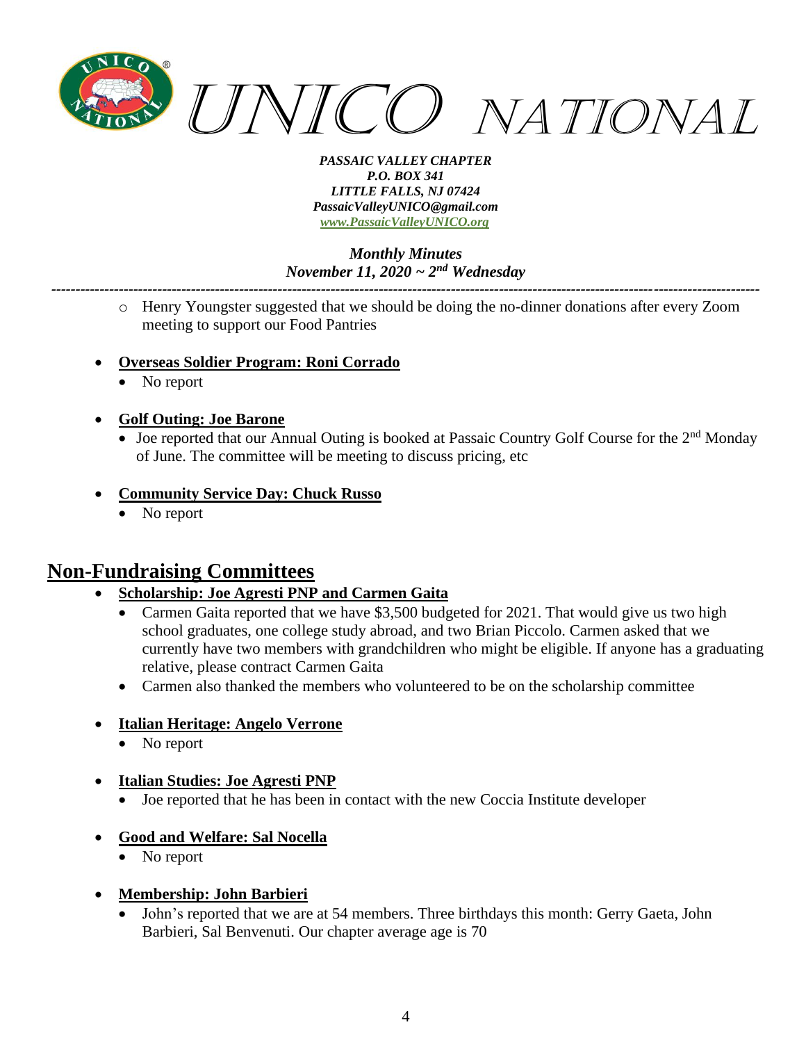- Henry Youngster suggested that we should be doing the no-dinner donations after every Zoom meeting to support our Food Pantries

- **Overseas Soldier Program: Roni Corrado**
  - No report

- **Golf Outing: Joe Barone**
  - Joe reported that our Annual Outing is booked at Passaic Country Golf Course for the 2nd Monday of June. The committee will be meeting to discuss pricing, etc

- **Community Service Day: Chuck Russo**
  - No report

## Non-Fundraising Committees

- **Scholarship: Joe Agresti PNP and Carmen Gaita**
  - Carmen Gaita reported that we have $3,500 budgeted for 2021. That would give us two high school graduates, one college study abroad, and two Brian Piccolo. Carmen asked that we currently have two members with grandchildren who might be eligible. If anyone has a graduating relative, please contract Carmen Gaita
  - Carmen also thanked the members who volunteered to be on the scholarship committee

- **Italian Heritage: Angelo Verrone**
  - No report

- **Italian Studies: Joe Agresti PNP**
  - Joe reported that he has been in contact with the new Coccia Institute developer

- **Good and Welfare: Sal Nocella**
  - No report

- **Membership: John Barbieri**
  - John's reported that we are at 54 members. Three birthdays this month: Gerry Gaeta, John Barbieri, Sal Benvenuti. Our chapter average age is 70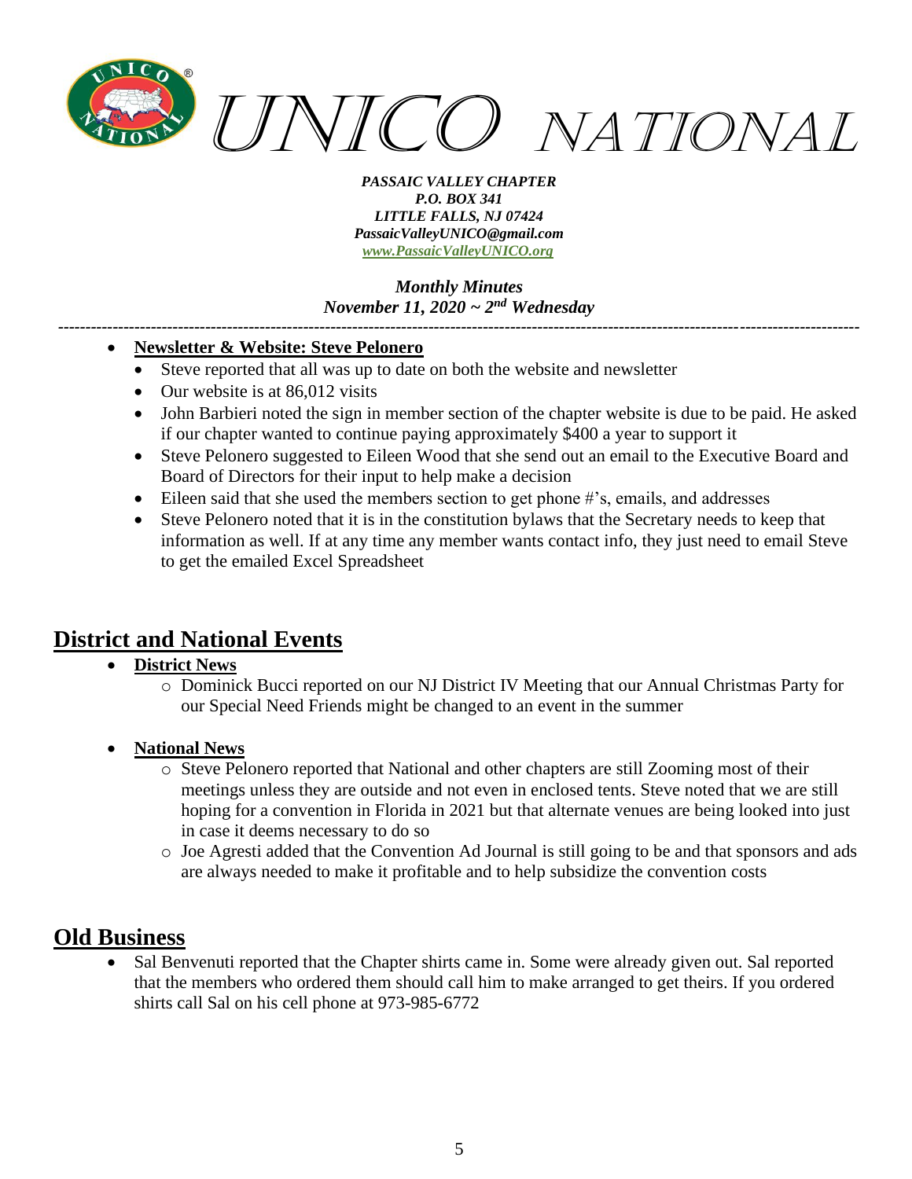- **Newsletter & Website: Steve Pelonero**
  - Steve reported that all was up to date on both the website and newsletter
  - Our website is at 86,012 visits
  - John Barbieri noted the sign in member section of the chapter website is due to be paid. He asked if our chapter wanted to continue paying approximately $400 a year to support it
  - Steve Pelonero suggested to Eileen Wood that she send out an email to the Executive Board and Board of Directors for their input to help make a decision
  - Eileen said that she used the members section to get phone #'s, emails, and addresses
  - Steve Pelonero noted that it is in the constitution bylaws that the Secretary needs to keep that information as well. If at any time any member wants contact info, they just need to email Steve to get the emailed Excel Spreadsheet

## District and National Events

- **District News**
  - Dominick Bucci reported on our NJ District IV Meeting that our Annual Christmas Party for our Special Need Friends might be changed to an event in the summer

- **National News**
  - Steve Pelonero reported that National and other chapters are still Zooming most of their meetings unless they are outside and not even in enclosed tents. Steve noted that we are still hoping for a convention in Florida in 2021 but that alternate venues are being looked into just in case it deems necessary to do so
  - Joe Agresti added that the Convention Ad Journal is still going to be and that sponsors and ads are always needed to make it profitable and to help subsidize the convention costs

## Old Business

- Sal Benvenuti reported that the Chapter shirts came in. Some were already given out. Sal reported that the members who ordered them should call him to make arranged to get theirs. If you ordered shirts call Sal on his cell phone at 973-985-6772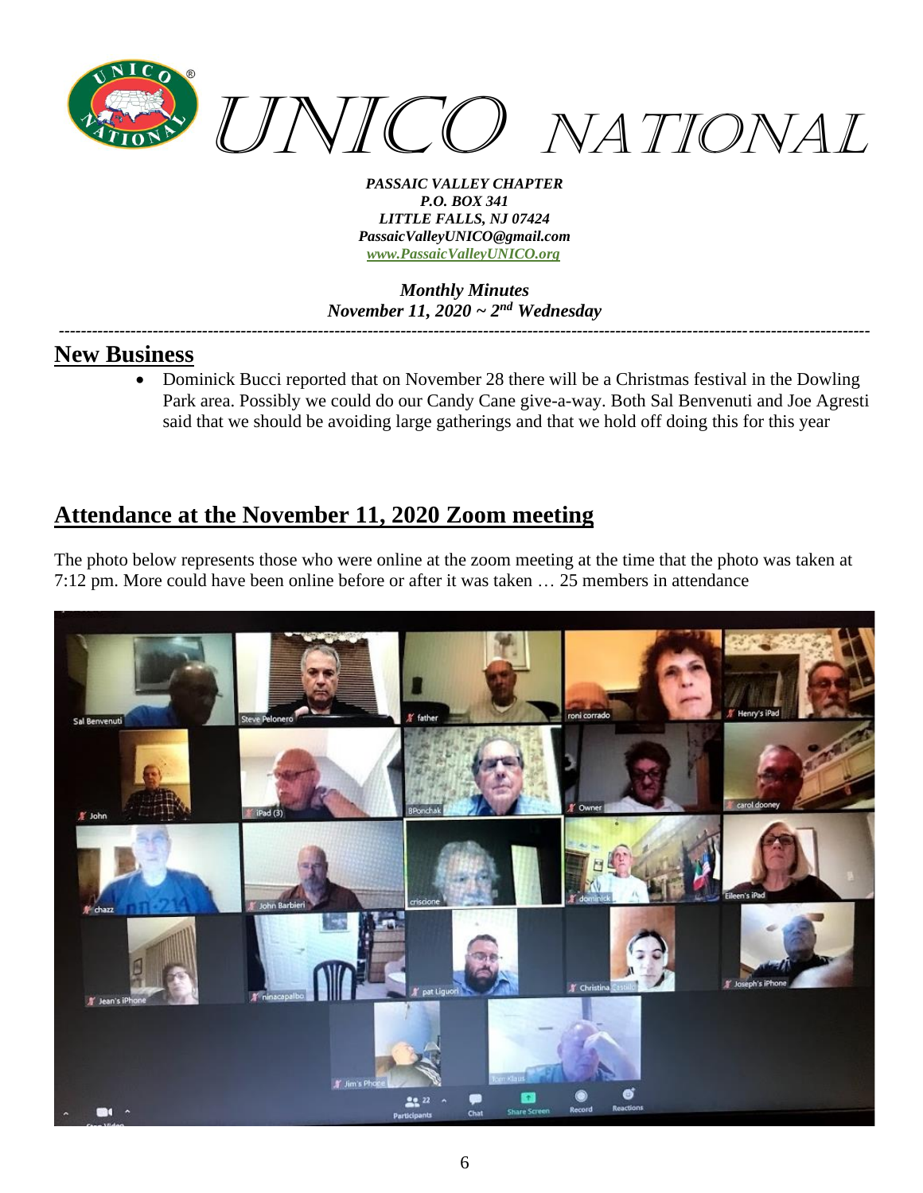# *UNICO NATIONAL*

***PASSAIC VALLEY CHAPTER***
***P.O. BOX 341***
***LITTLE FALLS, NJ 07424***
***PassaicValleyUNICO@gmail.com***
***www.PassaicValleyUNICO.org***

***Monthly Minutes***
***November 11, 2020 ~ 2nd Wednesday***

---

## New Business

- Dominick Bucci reported that on November 28 there will be a Christmas festival in the Dowling Park area. Possibly we could do our Candy Cane give-a-way. Both Sal Benvenuti and Joe Agresti said that we should be avoiding large gatherings and that we hold off doing this for this year

## Attendance at the November 11, 2020 Zoom meeting

The photo below represents those who were online at the zoom meeting at the time that the photo was taken at 7:12 pm. More could have been online before or after it was taken … 25 members in attendance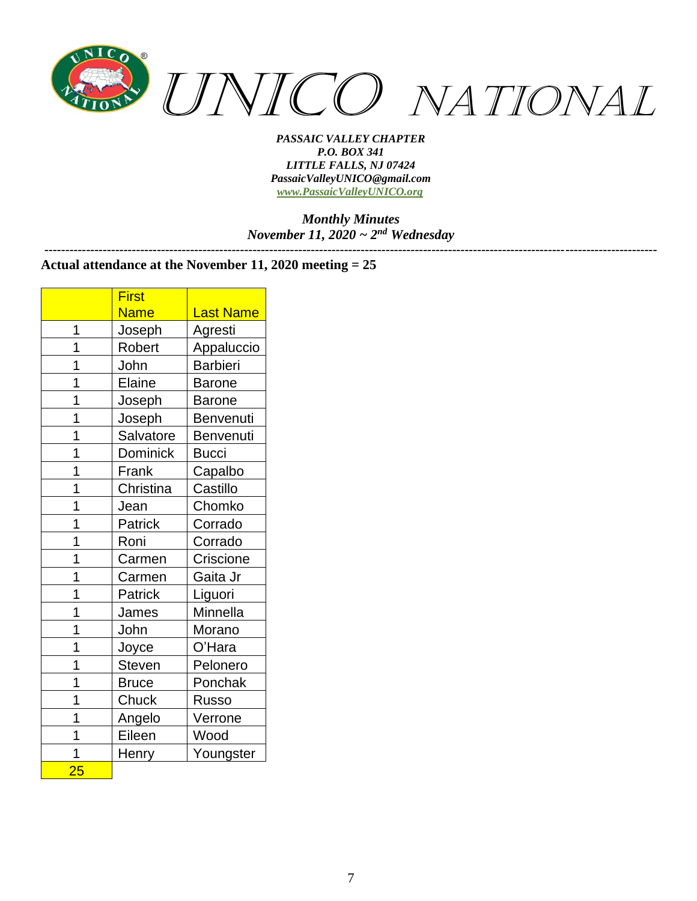# UNICO NATIONAL

***PASSAIC VALLEY CHAPTER***
***P.O. BOX 341***
***LITTLE FALLS, NJ 07424***
***PassaicValleyUNICO@gmail.com***
***www.PassaicValleyUNICO.org***

***Monthly Minutes***
***November 11, 2020 ~ 2nd Wednesday***

---

**Actual attendance at the November 11, 2020 meeting = 25**

| | First Name | Last Name |
|---|---|---|
| 1 | Joseph | Agresti |
| 1 | Robert | Appaluccio |
| 1 | John | Barbieri |
| 1 | Elaine | Barone |
| 1 | Joseph | Barone |
| 1 | Joseph | Benvenuti |
| 1 | Salvatore | Benvenuti |
| 1 | Dominick | Bucci |
| 1 | Frank | Capalbo |
| 1 | Christina | Castillo |
| 1 | Jean | Chomko |
| 1 | Patrick | Corrado |
| 1 | Roni | Corrado |
| 1 | Carmen | Criscione |
| 1 | Carmen | Gaita Jr |
| 1 | Patrick | Liguori |
| 1 | James | Minnella |
| 1 | John | Morano |
| 1 | Joyce | O'Hara |
| 1 | Steven | Pelonero |
| 1 | Bruce | Ponchak |
| 1 | Chuck | Russo |
| 1 | Angelo | Verrone |
| 1 | Eileen | Wood |
| 1 | Henry | Youngster |
| 25 | | |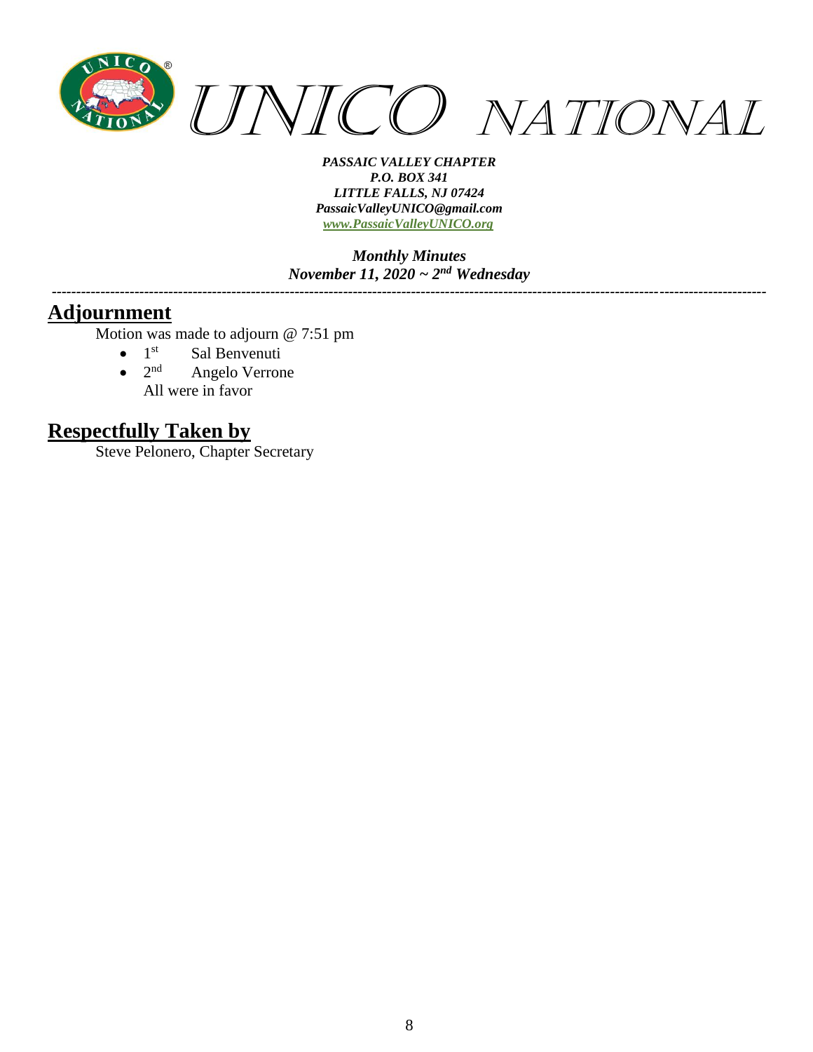# UNICO NATIONAL

***PASSAIC VALLEY CHAPTER***
***P.O. BOX 341***
***LITTLE FALLS, NJ 07424***
***PassaicValleyUNICO@gmail.com***
***www.PassaicValleyUNICO.org***

***Monthly Minutes***
***November 11, 2020 ~ 2nd Wednesday***

---

## Adjournment

Motion was made to adjourn @ 7:51 pm

- 1st Sal Benvenuti
- 2nd Angelo Verrone

All were in favor

## Respectfully Taken by

Steve Pelonero, Chapter Secretary